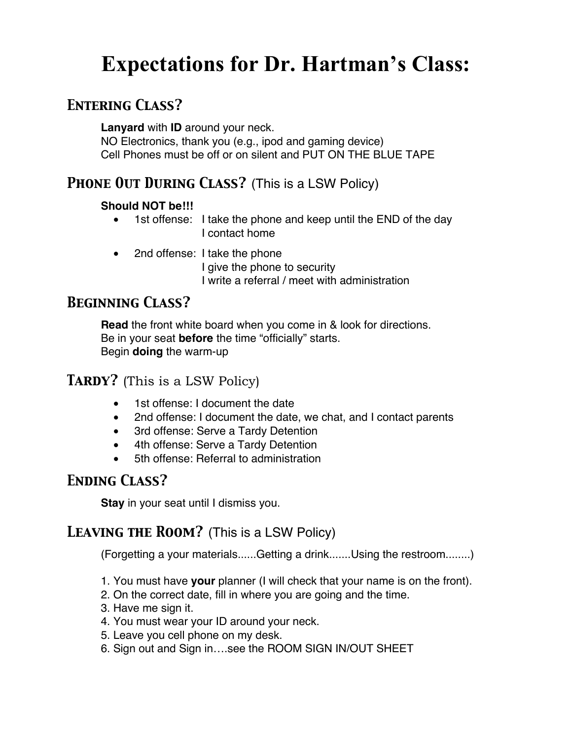# Expectations for Dr. Hartman's Class:

## Entering Class?

**Lanyard** with **ID** around your neck.
NO Electronics, thank you (e.g., ipod and gaming device)
Cell Phones must be off or on silent and PUT ON THE BLUE TAPE

## Phone Out During Class? (This is a LSW Policy)

**Should NOT be!!!**

- 1st offense: I take the phone and keep until the END of the day
  I contact home
- 2nd offense: I take the phone
  I give the phone to security
  I write a referral / meet with administration

## Beginning Class?

**Read** the front white board when you come in & look for directions.
Be in your seat **before** the time "officially" starts.
Begin **doing** the warm-up

## Tardy? (This is a LSW Policy)

- 1st offense: I document the date
- 2nd offense: I document the date, we chat, and I contact parents
- 3rd offense: Serve a Tardy Detention
- 4th offense: Serve a Tardy Detention
- 5th offense: Referral to administration

## Ending Class?

**Stay** in your seat until I dismiss you.

## Leaving the Room? (This is a LSW Policy)

(Forgetting a your materials......Getting a drink.......Using the restroom........)

1. You must have **your** planner (I will check that your name is on the front).
2. On the correct date, fill in where you are going and the time.
3. Have me sign it.
4. You must wear your ID around your neck.
5. Leave you cell phone on my desk.
6. Sign out and Sign in….see the ROOM SIGN IN/OUT SHEET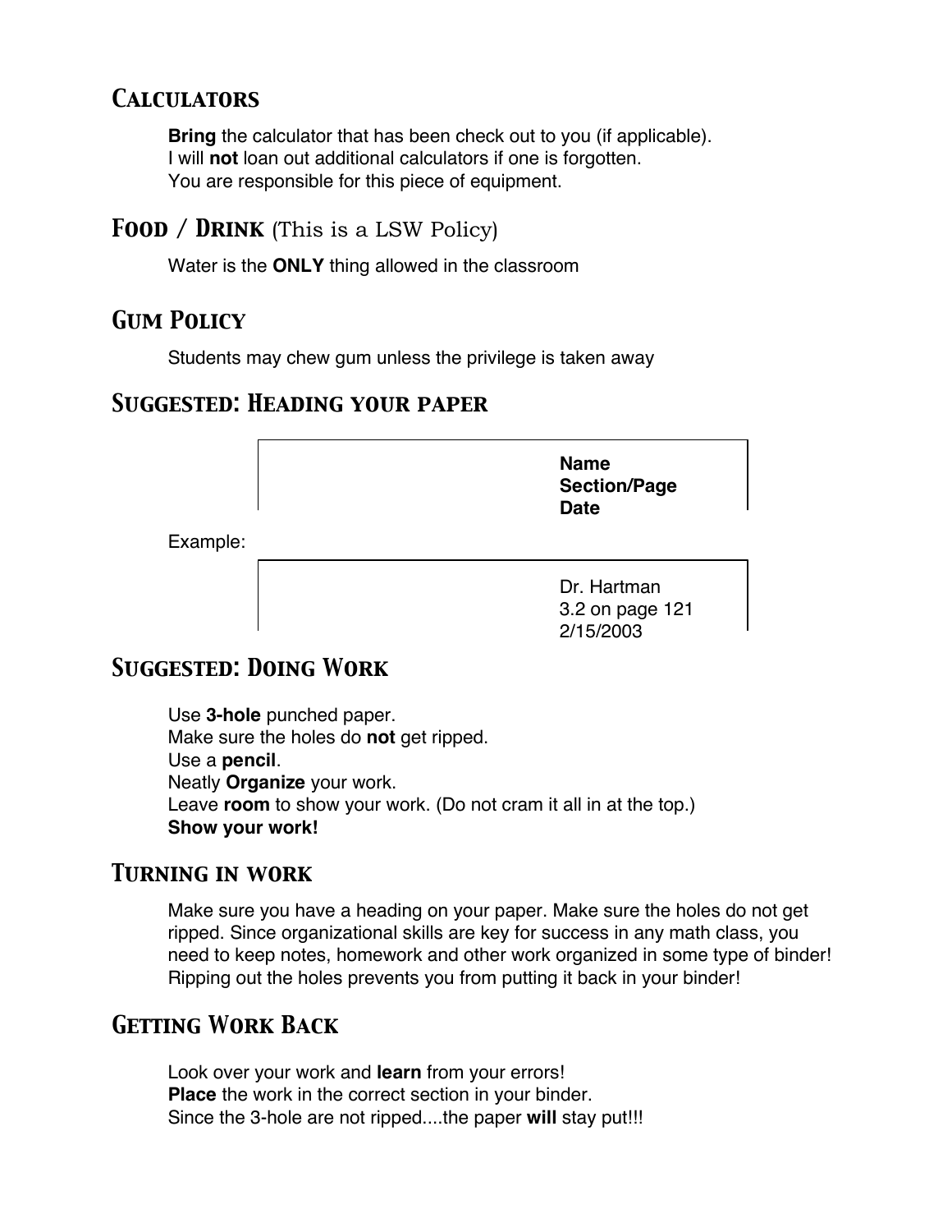## Calculators

**Bring** the calculator that has been check out to you (if applicable).
I will **not** loan out additional calculators if one is forgotten.
You are responsible for this piece of equipment.

## Food / Drink (This is a LSW Policy)

Water is the **ONLY** thing allowed in the classroom

## Gum Policy

Students may chew gum unless the privilege is taken away

## Suggested: Heading your paper

**Name**
**Section/Page**
**Date**

Example:

Dr. Hartman
3.2 on page 121
2/15/2003

## Suggested: Doing Work

Use **3-hole** punched paper.
Make sure the holes do **not** get ripped.
Use a **pencil**.
Neatly **Organize** your work.
Leave **room** to show your work. (Do not cram it all in at the top.)
**Show your work!**

## Turning in work

Make sure you have a heading on your paper. Make sure the holes do not get ripped. Since organizational skills are key for success in any math class, you need to keep notes, homework and other work organized in some type of binder! Ripping out the holes prevents you from putting it back in your binder!

## Getting Work Back

Look over your work and **learn** from your errors!
**Place** the work in the correct section in your binder.
Since the 3-hole are not ripped....the paper **will** stay put!!!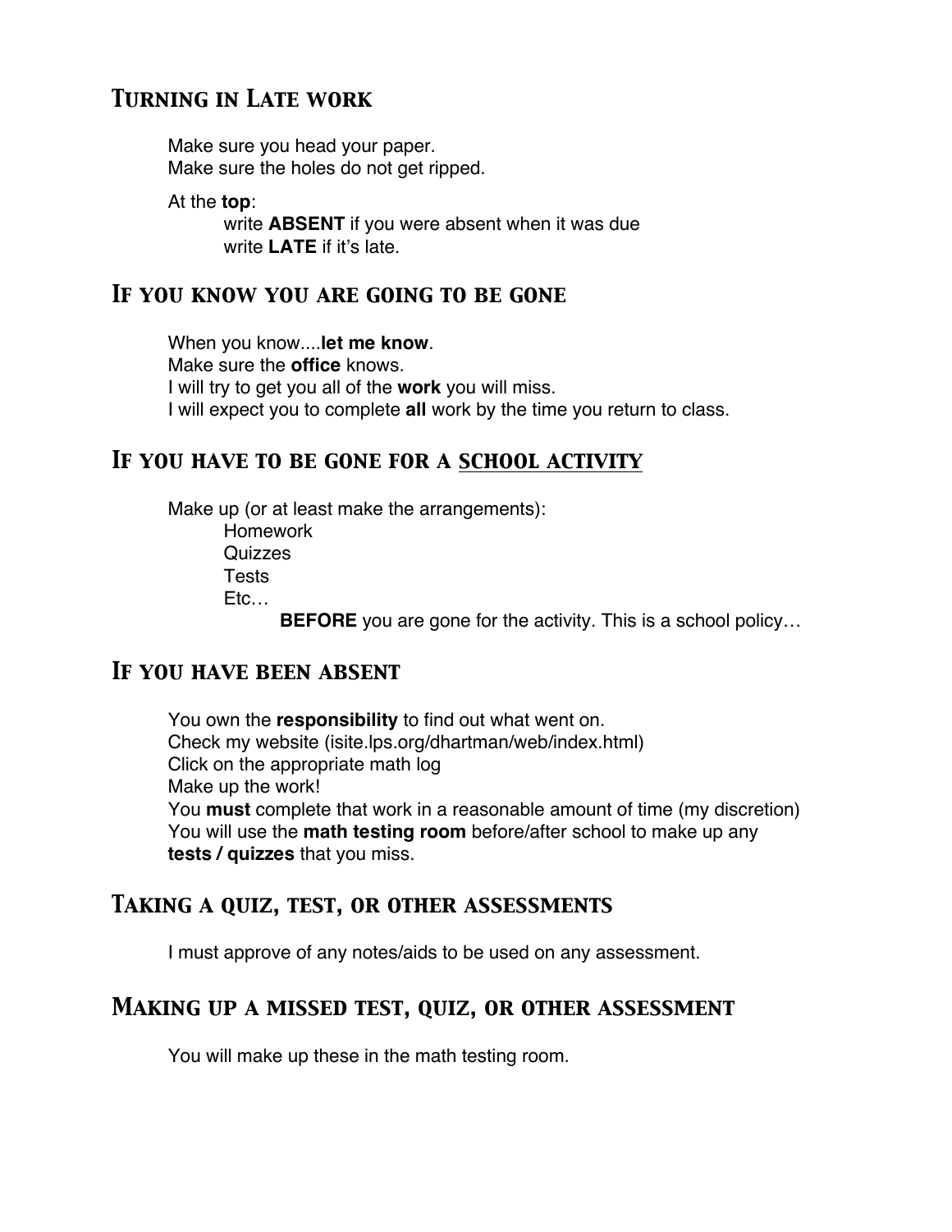## Turning in Late work

Make sure you head your paper.
Make sure the holes do not get ripped.

At the **top**:
write **ABSENT** if you were absent when it was due
write **LATE** if it's late.

## If you know you are going to be gone

When you know....**let me know**.
Make sure the **office** knows.
I will try to get you all of the **work** you will miss.
I will expect you to complete **all** work by the time you return to class.

## If you have to be gone for a <u>school activity</u>

Make up (or at least make the arrangements):

- Homework
- Quizzes
- Tests
- Etc…

**BEFORE** you are gone for the activity. This is a school policy…

## If you have been absent

You own the **responsibility** to find out what went on.
Check my website (isite.lps.org/dhartman/web/index.html)
Click on the appropriate math log
Make up the work!
You **must** complete that work in a reasonable amount of time (my discretion)
You will use the **math testing room** before/after school to make up any **tests / quizzes** that you miss.

## Taking a quiz, test, or other assessments

I must approve of any notes/aids to be used on any assessment.

## Making up a missed test, quiz, or other assessment

You will make up these in the math testing room.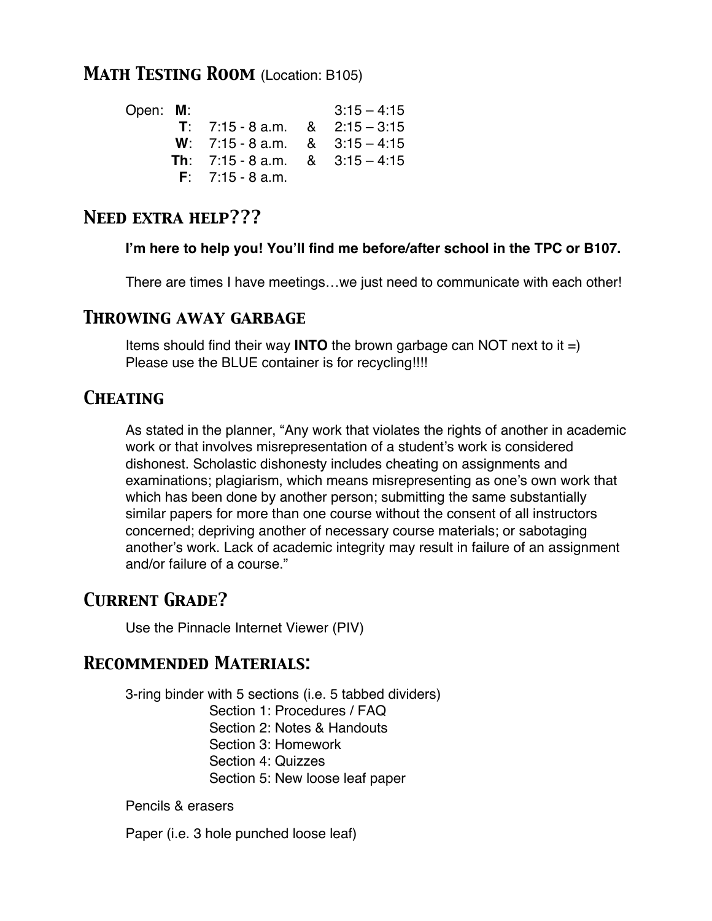## *Math Testing Room* (Location: B105)

| | | | | |
|---|---|---|---|---|
| Open: | **M**: | | | 3:15 – 4:15 |
| | **T**: | 7:15 - 8 a.m. | & | 2:15 – 3:15 |
| | **W**: | 7:15 - 8 a.m. | & | 3:15 – 4:15 |
| | **Th**: | 7:15 - 8 a.m. | & | 3:15 – 4:15 |
| | **F**: | 7:15 - 8 a.m. | | |

## *Need extra help???*

**I'm here to help you! You'll find me before/after school in the TPC or B107.**

There are times I have meetings…we just need to communicate with each other!

## *Throwing away garbage*

Items should find their way **INTO** the brown garbage can NOT next to it =)
Please use the BLUE container is for recycling!!!!

## *Cheating*

As stated in the planner, "Any work that violates the rights of another in academic work or that involves misrepresentation of a student's work is considered dishonest. Scholastic dishonesty includes cheating on assignments and examinations; plagiarism, which means misrepresenting as one's own work that which has been done by another person; submitting the same substantially similar papers for more than one course without the consent of all instructors concerned; depriving another of necessary course materials; or sabotaging another's work. Lack of academic integrity may result in failure of an assignment and/or failure of a course."

## *Current Grade?*

Use the Pinnacle Internet Viewer (PIV)

## *Recommended Materials:*

3-ring binder with 5 sections (i.e. 5 tabbed dividers)
- Section 1: Procedures / FAQ
- Section 2: Notes & Handouts
- Section 3: Homework
- Section 4: Quizzes
- Section 5: New loose leaf paper

Pencils & erasers

Paper (i.e. 3 hole punched loose leaf)